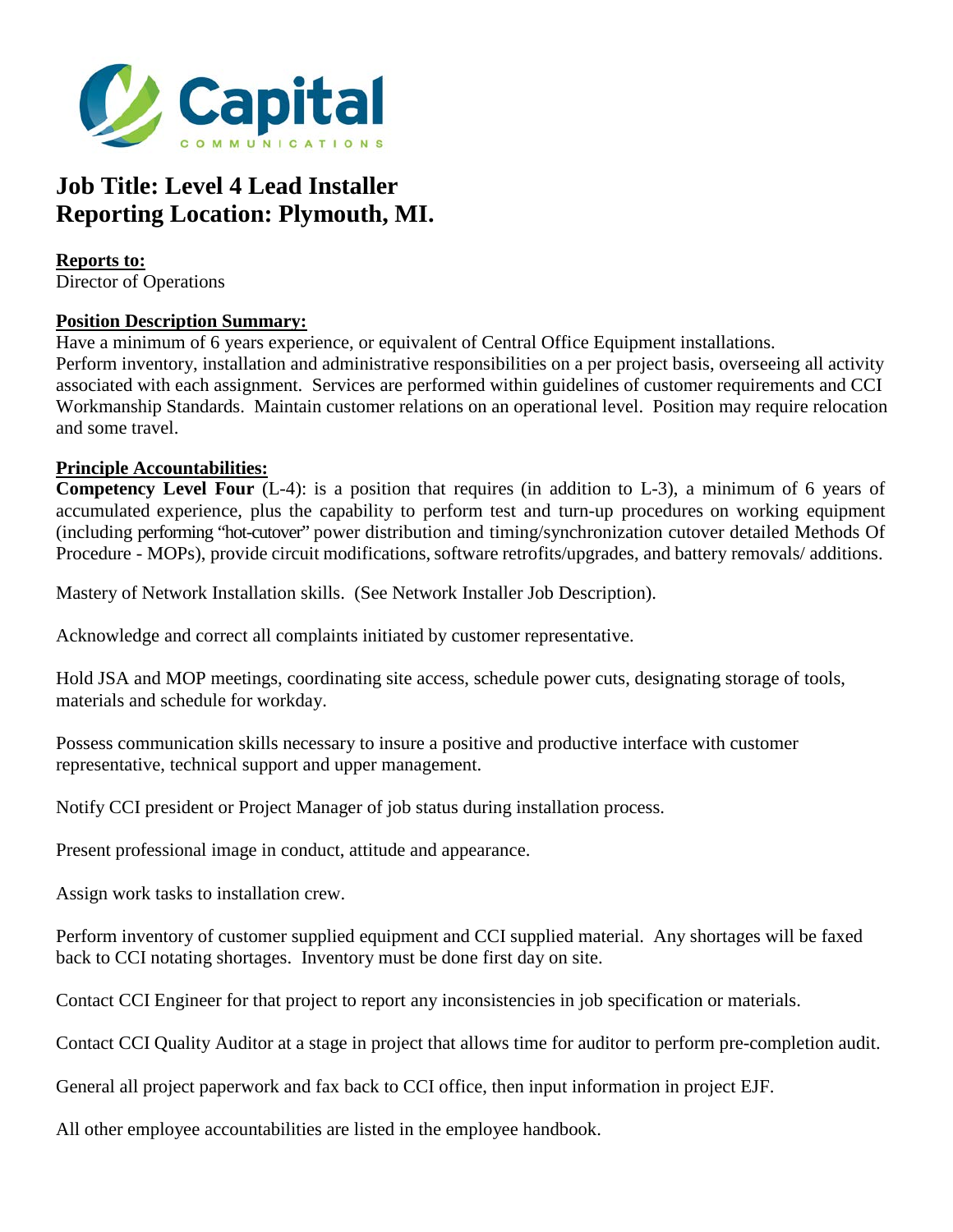Capital

COMMUNICATIONS

# Job Title: Level 4 Lead Installer
# Reporting Location: Plymouth, MI.

**Reports to:**
Director of Operations

**Position Description Summary:**
Have a minimum of 6 years experience, or equivalent of Central Office Equipment installations.
Perform inventory, installation and administrative responsibilities on a per project basis, overseeing all activity associated with each assignment. Services are performed within guidelines of customer requirements and CCI Workmanship Standards. Maintain customer relations on an operational level. Position may require relocation and some travel.

**Principle Accountabilities:**
**Competency Level Four** (L-4): is a position that requires (in addition to L-3), a minimum of 6 years of accumulated experience, plus the capability to perform test and turn-up procedures on working equipment (including performing "hot-cutover" power distribution and timing/synchronization cutover detailed Methods Of Procedure - MOPs), provide circuit modifications, software retrofits/upgrades, and battery removals/ additions.

Mastery of Network Installation skills. (See Network Installer Job Description).

Acknowledge and correct all complaints initiated by customer representative.

Hold JSA and MOP meetings, coordinating site access, schedule power cuts, designating storage of tools, materials and schedule for workday.

Possess communication skills necessary to insure a positive and productive interface with customer representative, technical support and upper management.

Notify CCI president or Project Manager of job status during installation process.

Present professional image in conduct, attitude and appearance.

Assign work tasks to installation crew.

Perform inventory of customer supplied equipment and CCI supplied material. Any shortages will be faxed back to CCI notating shortages. Inventory must be done first day on site.

Contact CCI Engineer for that project to report any inconsistencies in job specification or materials.

Contact CCI Quality Auditor at a stage in project that allows time for auditor to perform pre-completion audit.

General all project paperwork and fax back to CCI office, then input information in project EJF.

All other employee accountabilities are listed in the employee handbook.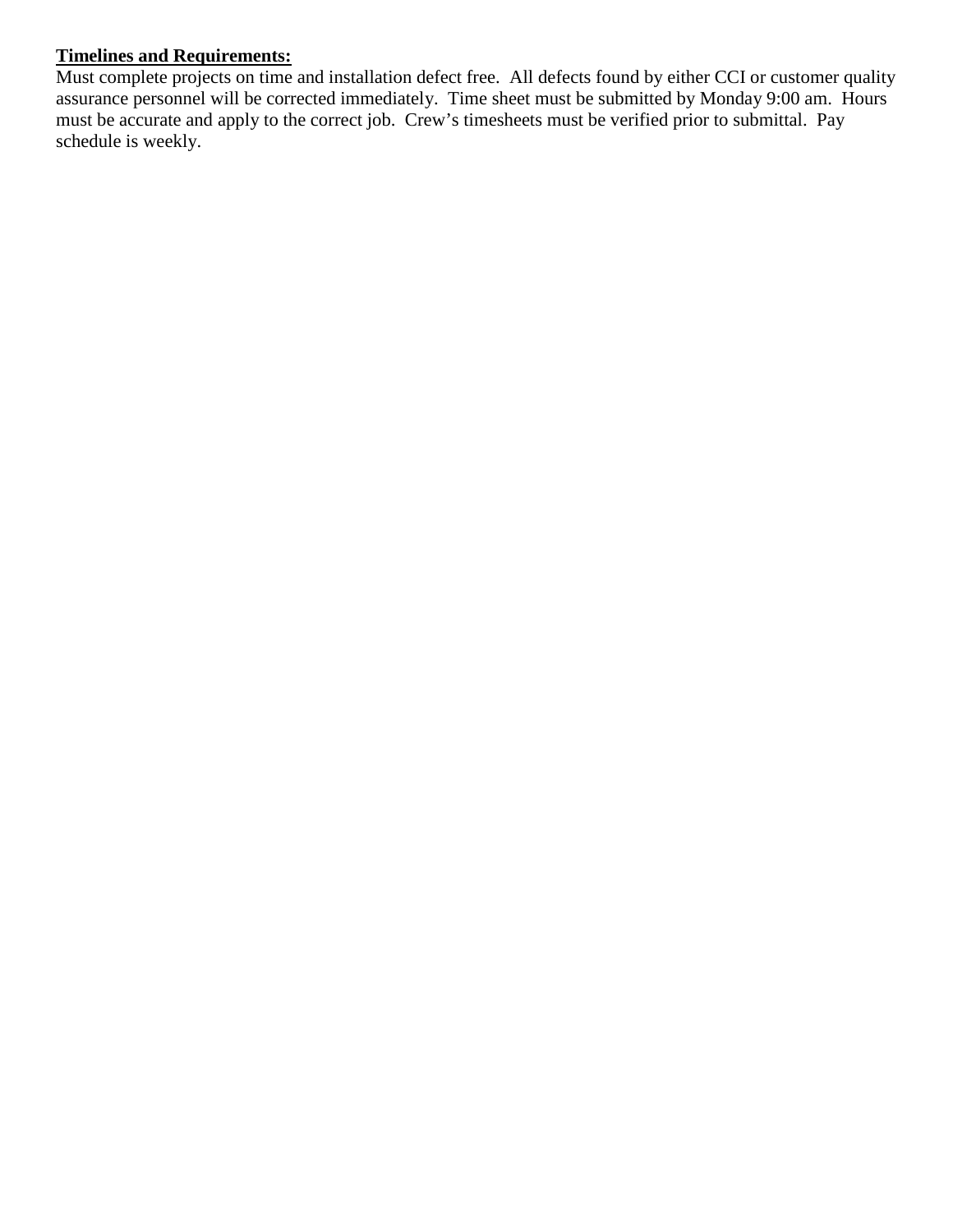**Timelines and Requirements:**

Must complete projects on time and installation defect free. All defects found by either CCI or customer quality assurance personnel will be corrected immediately. Time sheet must be submitted by Monday 9:00 am. Hours must be accurate and apply to the correct job. Crew's timesheets must be verified prior to submittal. Pay schedule is weekly.